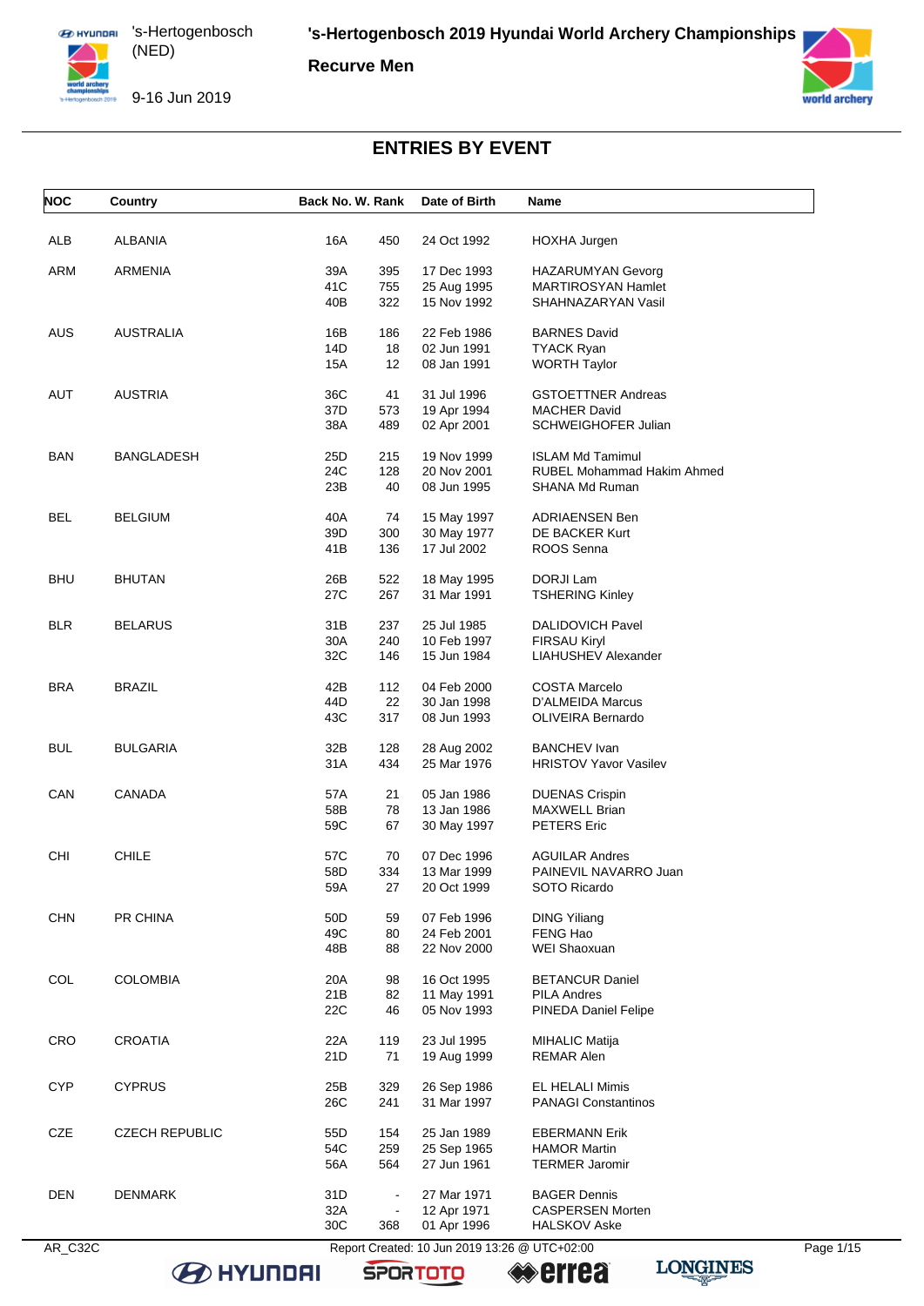# 's-Hertogenbosch 2019 Hyundai World Archery Championships

**Recurve Men**

's-Hertogenbosch (NED)

9-16 Jun 2019

## ENTRIES BY EVENT

| NOC | Country | Back No. | W. Rank | Date of Birth | Name |
|---|---|---|---|---|---|
| ALB | ALBANIA | 16A | 450 | 24 Oct 1992 | HOXHA Jurgen |
| ARM | ARMENIA | 39A | 395 | 17 Dec 1993 | HAZARUMYAN Gevorg |
| | | 41C | 755 | 25 Aug 1995 | MARTIROSYAN Hamlet |
| | | 40B | 322 | 15 Nov 1992 | SHAHNAZARYAN Vasil |
| AUS | AUSTRALIA | 16B | 186 | 22 Feb 1986 | BARNES David |
| | | 14D | 18 | 02 Jun 1991 | TYACK Ryan |
| | | 15A | 12 | 08 Jan 1991 | WORTH Taylor |
| AUT | AUSTRIA | 36C | 41 | 31 Jul 1996 | GSTOETTNER Andreas |
| | | 37D | 573 | 19 Apr 1994 | MACHER David |
| | | 38A | 489 | 02 Apr 2001 | SCHWEIGHOFER Julian |
| BAN | BANGLADESH | 25D | 215 | 19 Nov 1999 | ISLAM Md Tamimul |
| | | 24C | 128 | 20 Nov 2001 | RUBEL Mohammad Hakim Ahmed |
| | | 23B | 40 | 08 Jun 1995 | SHANA Md Ruman |
| BEL | BELGIUM | 40A | 74 | 15 May 1997 | ADRIAENSEN Ben |
| | | 39D | 300 | 30 May 1977 | DE BACKER Kurt |
| | | 41B | 136 | 17 Jul 2002 | ROOS Senna |
| BHU | BHUTAN | 26B | 522 | 18 May 1995 | DORJI Lam |
| | | 27C | 267 | 31 Mar 1991 | TSHERING Kinley |
| BLR | BELARUS | 31B | 237 | 25 Jul 1985 | DALIDOVICH Pavel |
| | | 30A | 240 | 10 Feb 1997 | FIRSAU Kiryl |
| | | 32C | 146 | 15 Jun 1984 | LIAHUSHEV Alexander |
| BRA | BRAZIL | 42B | 112 | 04 Feb 2000 | COSTA Marcelo |
| | | 44D | 22 | 30 Jan 1998 | D'ALMEIDA Marcus |
| | | 43C | 317 | 08 Jun 1993 | OLIVEIRA Bernardo |
| BUL | BULGARIA | 32B | 128 | 28 Aug 2002 | BANCHEV Ivan |
| | | 31A | 434 | 25 Mar 1976 | HRISTOV Yavor Vasilev |
| CAN | CANADA | 57A | 21 | 05 Jan 1986 | DUENAS Crispin |
| | | 58B | 78 | 13 Jan 1986 | MAXWELL Brian |
| | | 59C | 67 | 30 May 1997 | PETERS Eric |
| CHI | CHILE | 57C | 70 | 07 Dec 1996 | AGUILAR Andres |
| | | 58D | 334 | 13 Mar 1999 | PAINEVIL NAVARRO Juan |
| | | 59A | 27 | 20 Oct 1999 | SOTO Ricardo |
| CHN | PR CHINA | 50D | 59 | 07 Feb 1996 | DING Yiliang |
| | | 49C | 80 | 24 Feb 2001 | FENG Hao |
| | | 48B | 88 | 22 Nov 2000 | WEI Shaoxuan |
| COL | COLOMBIA | 20A | 98 | 16 Oct 1995 | BETANCUR Daniel |
| | | 21B | 82 | 11 May 1991 | PILA Andres |
| | | 22C | 46 | 05 Nov 1993 | PINEDA Daniel Felipe |
| CRO | CROATIA | 22A | 119 | 23 Jul 1995 | MIHALIC Matija |
| | | 21D | 71 | 19 Aug 1999 | REMAR Alen |
| CYP | CYPRUS | 25B | 329 | 26 Sep 1986 | EL HELALI Mimis |
| | | 26C | 241 | 31 Mar 1997 | PANAGI Constantinos |
| CZE | CZECH REPUBLIC | 55D | 154 | 25 Jan 1989 | EBERMANN Erik |
| | | 54C | 259 | 25 Sep 1965 | HAMOR Martin |
| | | 56A | 564 | 27 Jun 1961 | TERMER Jaromir |
| DEN | DENMARK | 31D | - | 27 Mar 1971 | BAGER Dennis |
| | | 32A | - | 12 Apr 1971 | CASPERSEN Morten |
| | | 30C | 368 | 01 Apr 1996 | HALSKOV Aske |

AR_C32C Report Created: 10 Jun 2019 13:26 @ UTC+02:00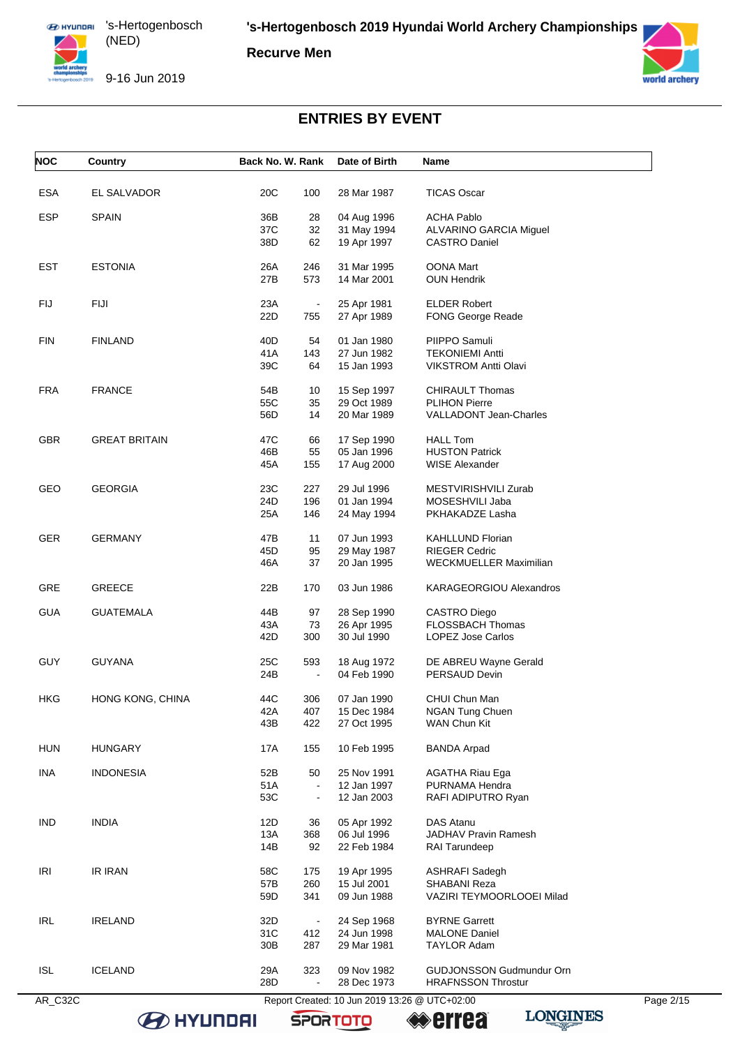# 's-Hertogenbosch 2019 Hyundai World Archery Championships

**Recurve Men**

's-Hertogenbosch (NED)

9-16 Jun 2019

## ENTRIES BY EVENT

| NOC | Country | Back No. | W. Rank | Date of Birth | Name |
|---|---|---|---|---|---|
| ESA | EL SALVADOR | 20C | 100 | 28 Mar 1987 | TICAS Oscar |
| ESP | SPAIN | 36B | 28 | 04 Aug 1996 | ACHA Pablo |
| | | 37C | 32 | 31 May 1994 | ALVARINO GARCIA Miguel |
| | | 38D | 62 | 19 Apr 1997 | CASTRO Daniel |
| EST | ESTONIA | 26A | 246 | 31 Mar 1995 | OONA Mart |
| | | 27B | 573 | 14 Mar 2001 | OUN Hendrik |
| FIJ | FIJI | 23A | - | 25 Apr 1981 | ELDER Robert |
| | | 22D | 755 | 27 Apr 1989 | FONG George Reade |
| FIN | FINLAND | 40D | 54 | 01 Jan 1980 | PIIPPO Samuli |
| | | 41A | 143 | 27 Jun 1982 | TEKONIEMI Antti |
| | | 39C | 64 | 15 Jan 1993 | VIKSTROM Antti Olavi |
| FRA | FRANCE | 54B | 10 | 15 Sep 1997 | CHIRAULT Thomas |
| | | 55C | 35 | 29 Oct 1989 | PLIHON Pierre |
| | | 56D | 14 | 20 Mar 1989 | VALLADONT Jean-Charles |
| GBR | GREAT BRITAIN | 47C | 66 | 17 Sep 1990 | HALL Tom |
| | | 46B | 55 | 05 Jan 1996 | HUSTON Patrick |
| | | 45A | 155 | 17 Aug 2000 | WISE Alexander |
| GEO | GEORGIA | 23C | 227 | 29 Jul 1996 | MESTVIRISHVILI Zurab |
| | | 24D | 196 | 01 Jan 1994 | MOSESHVILI Jaba |
| | | 25A | 146 | 24 May 1994 | PKHAKADZE Lasha |
| GER | GERMANY | 47B | 11 | 07 Jun 1993 | KAHLLUND Florian |
| | | 45D | 95 | 29 May 1987 | RIEGER Cedric |
| | | 46A | 37 | 20 Jan 1995 | WECKMUELLER Maximilian |
| GRE | GREECE | 22B | 170 | 03 Jun 1986 | KARAGEORGIOU Alexandros |
| GUA | GUATEMALA | 44B | 97 | 28 Sep 1990 | CASTRO Diego |
| | | 43A | 73 | 26 Apr 1995 | FLOSSBACH Thomas |
| | | 42D | 300 | 30 Jul 1990 | LOPEZ Jose Carlos |
| GUY | GUYANA | 25C | 593 | 18 Aug 1972 | DE ABREU Wayne Gerald |
| | | 24B | - | 04 Feb 1990 | PERSAUD Devin |
| HKG | HONG KONG, CHINA | 44C | 306 | 07 Jan 1990 | CHUI Chun Man |
| | | 42A | 407 | 15 Dec 1984 | NGAN Tung Chuen |
| | | 43B | 422 | 27 Oct 1995 | WAN Chun Kit |
| HUN | HUNGARY | 17A | 155 | 10 Feb 1995 | BANDA Arpad |
| INA | INDONESIA | 52B | 50 | 25 Nov 1991 | AGATHA Riau Ega |
| | | 51A | - | 12 Jan 1997 | PURNAMA Hendra |
| | | 53C | - | 12 Jan 2003 | RAFI ADIPUTRO Ryan |
| IND | INDIA | 12D | 36 | 05 Apr 1992 | DAS Atanu |
| | | 13A | 368 | 06 Jul 1996 | JADHAV Pravin Ramesh |
| | | 14B | 92 | 22 Feb 1984 | RAI Tarundeep |
| IRI | IR IRAN | 58C | 175 | 19 Apr 1995 | ASHRAFI Sadegh |
| | | 57B | 260 | 15 Jul 2001 | SHABANI Reza |
| | | 59D | 341 | 09 Jun 1988 | VAZIRI TEYMOORLOOEI Milad |
| IRL | IRELAND | 32D | - | 24 Sep 1968 | BYRNE Garrett |
| | | 31C | 412 | 24 Jun 1998 | MALONE Daniel |
| | | 30B | 287 | 29 Mar 1981 | TAYLOR Adam |
| ISL | ICELAND | 29A | 323 | 09 Nov 1982 | GUDJONSSON Gudmundur Orn |
| | | 28D | - | 28 Dec 1973 | HRAFNSSON Throstur |

AR_C32C Report Created: 10 Jun 2019 13:26 @ UTC+02:00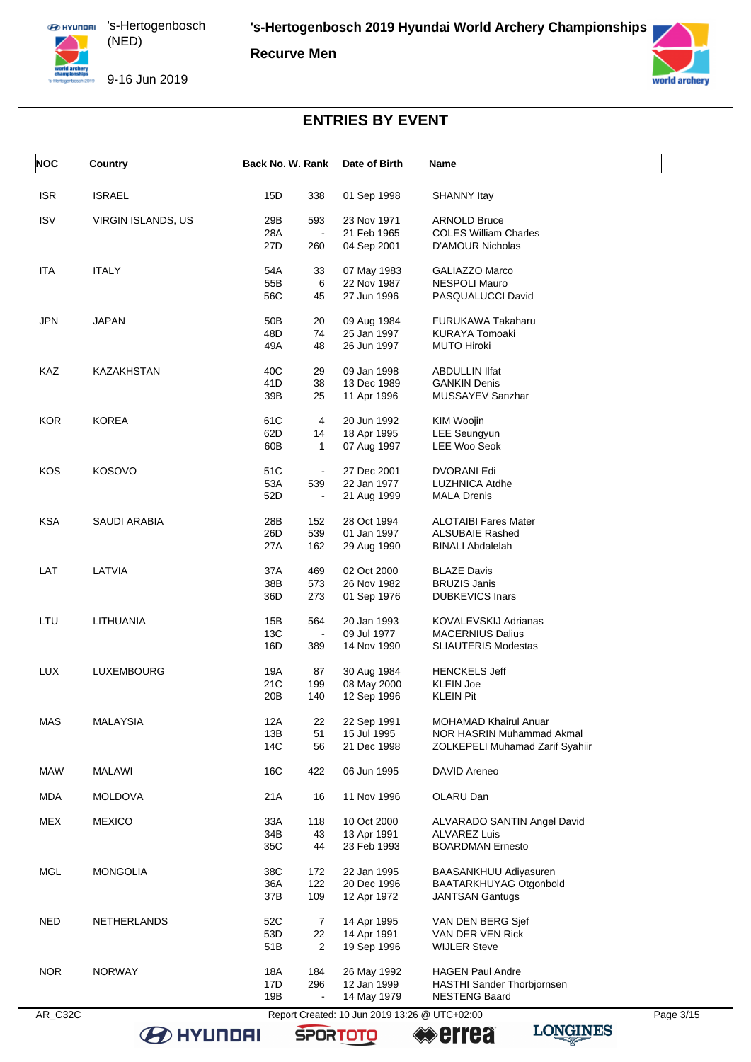# 's-Hertogenbosch 2019 Hyundai World Archery Championships

**Recurve Men**

's-Hertogenbosch (NED)

9-16 Jun 2019

## ENTRIES BY EVENT

| NOC | Country | Back No. | W. Rank | Date of Birth | Name |
|---|---|---|---|---|---|
| ISR | ISRAEL | 15D | 338 | 01 Sep 1998 | SHANNY Itay |
| ISV | VIRGIN ISLANDS, US | 29B | 593 | 23 Nov 1971 | ARNOLD Bruce |
| | | 28A | - | 21 Feb 1965 | COLES William Charles |
| | | 27D | 260 | 04 Sep 2001 | D'AMOUR Nicholas |
| ITA | ITALY | 54A | 33 | 07 May 1983 | GALIAZZO Marco |
| | | 55B | 6 | 22 Nov 1987 | NESPOLI Mauro |
| | | 56C | 45 | 27 Jun 1996 | PASQUALUCCI David |
| JPN | JAPAN | 50B | 20 | 09 Aug 1984 | FURUKAWA Takaharu |
| | | 48D | 74 | 25 Jan 1997 | KURAYA Tomoaki |
| | | 49A | 48 | 26 Jun 1997 | MUTO Hiroki |
| KAZ | KAZAKHSTAN | 40C | 29 | 09 Jan 1998 | ABDULLIN Ilfat |
| | | 41D | 38 | 13 Dec 1989 | GANKIN Denis |
| | | 39B | 25 | 11 Apr 1996 | MUSSAYEV Sanzhar |
| KOR | KOREA | 61C | 4 | 20 Jun 1992 | KIM Woojin |
| | | 62D | 14 | 18 Apr 1995 | LEE Seungyun |
| | | 60B | 1 | 07 Aug 1997 | LEE Woo Seok |
| KOS | KOSOVO | 51C | - | 27 Dec 2001 | DVORANI Edi |
| | | 53A | 539 | 22 Jan 1977 | LUZHNICA Atdhe |
| | | 52D | - | 21 Aug 1999 | MALA Drenis |
| KSA | SAUDI ARABIA | 28B | 152 | 28 Oct 1994 | ALOTAIBI Fares Mater |
| | | 26D | 539 | 01 Jan 1997 | ALSUBAIE Rashed |
| | | 27A | 162 | 29 Aug 1990 | BINALI Abdalelah |
| LAT | LATVIA | 37A | 469 | 02 Oct 2000 | BLAZE Davis |
| | | 38B | 573 | 26 Nov 1982 | BRUZIS Janis |
| | | 36D | 273 | 01 Sep 1976 | DUBKEVICS Inars |
| LTU | LITHUANIA | 15B | 564 | 20 Jan 1993 | KOVALEVSKIJ Adrianas |
| | | 13C | - | 09 Jul 1977 | MACERNIUS Dalius |
| | | 16D | 389 | 14 Nov 1990 | SLIAUTERIS Modestas |
| LUX | LUXEMBOURG | 19A | 87 | 30 Aug 1984 | HENCKELS Jeff |
| | | 21C | 199 | 08 May 2000 | KLEIN Joe |
| | | 20B | 140 | 12 Sep 1996 | KLEIN Pit |
| MAS | MALAYSIA | 12A | 22 | 22 Sep 1991 | MOHAMAD Khairul Anuar |
| | | 13B | 51 | 15 Jul 1995 | NOR HASRIN Muhammad Akmal |
| | | 14C | 56 | 21 Dec 1998 | ZOLKEPELI Muhamad Zarif Syahiir |
| MAW | MALAWI | 16C | 422 | 06 Jun 1995 | DAVID Areneo |
| MDA | MOLDOVA | 21A | 16 | 11 Nov 1996 | OLARU Dan |
| MEX | MEXICO | 33A | 118 | 10 Oct 2000 | ALVARADO SANTIN Angel David |
| | | 34B | 43 | 13 Apr 1991 | ALVAREZ Luis |
| | | 35C | 44 | 23 Feb 1993 | BOARDMAN Ernesto |
| MGL | MONGOLIA | 38C | 172 | 22 Jan 1995 | BAASANKHUU Adiyasuren |
| | | 36A | 122 | 20 Dec 1996 | BAATARKHUYAG Otgonbold |
| | | 37B | 109 | 12 Apr 1972 | JANTSAN Gantugs |
| NED | NETHERLANDS | 52C | 7 | 14 Apr 1995 | VAN DEN BERG Sjef |
| | | 53D | 22 | 14 Apr 1991 | VAN DER VEN Rick |
| | | 51B | 2 | 19 Sep 1996 | WIJLER Steve |
| NOR | NORWAY | 18A | 184 | 26 May 1992 | HAGEN Paul Andre |
| | | 17D | 296 | 12 Jan 1999 | HASTHI Sander Thorbjornsen |
| | | 19B | - | 14 May 1979 | NESTENG Baard |

AR_C32C

Report Created: 10 Jun 2019 13:26 @ UTC+02:00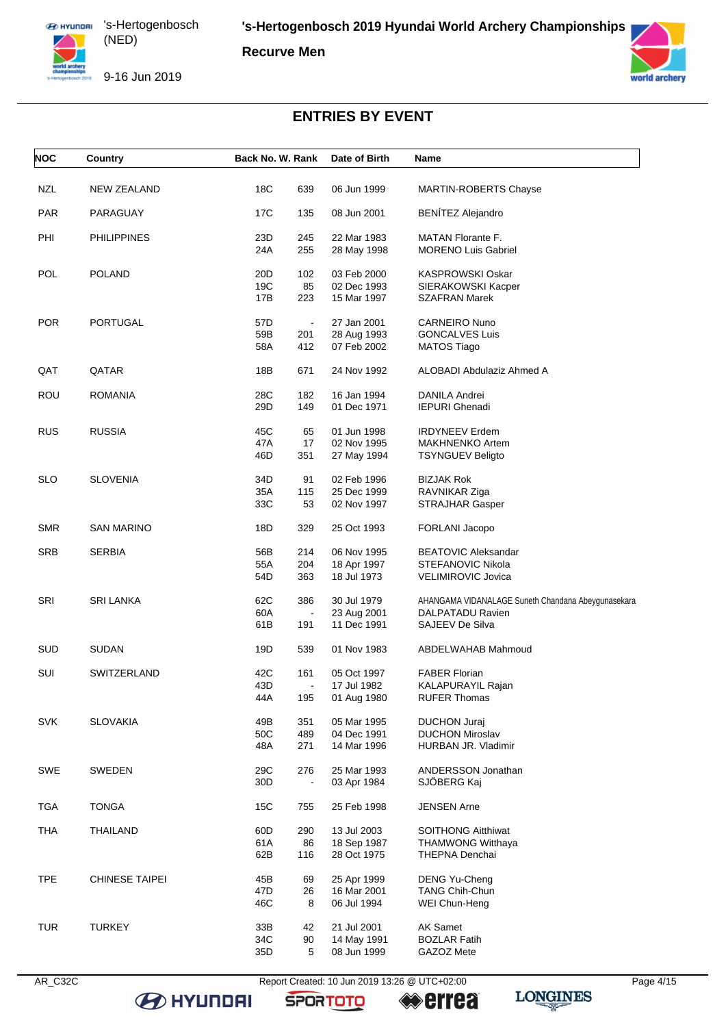## ENTRIES BY EVENT

| NOC | Country | Back No. | W. Rank | Date of Birth | Name |
|---|---|---|---|---|---|
| NZL | NEW ZEALAND | 18C | 639 | 06 Jun 1999 | MARTIN-ROBERTS Chayse |
| PAR | PARAGUAY | 17C | 135 | 08 Jun 2001 | BENÍTEZ Alejandro |
| PHI | PHILIPPINES | 23D | 245 | 22 Mar 1983 | MATAN Florante F. |
| | | 24A | 255 | 28 May 1998 | MORENO Luis Gabriel |
| POL | POLAND | 20D | 102 | 03 Feb 2000 | KASPROWSKI Oskar |
| | | 19C | 85 | 02 Dec 1993 | SIERAKOWSKI Kacper |
| | | 17B | 223 | 15 Mar 1997 | SZAFRAN Marek |
| POR | PORTUGAL | 57D | - | 27 Jan 2001 | CARNEIRO Nuno |
| | | 59B | 201 | 28 Aug 1993 | GONCALVES Luis |
| | | 58A | 412 | 07 Feb 2002 | MATOS Tiago |
| QAT | QATAR | 18B | 671 | 24 Nov 1992 | ALOBADI Abdulaziz Ahmed A |
| ROU | ROMANIA | 28C | 182 | 16 Jan 1994 | DANILA Andrei |
| | | 29D | 149 | 01 Dec 1971 | IEPURI Ghenadi |
| RUS | RUSSIA | 45C | 65 | 01 Jun 1998 | IRDYNEEV Erdem |
| | | 47A | 17 | 02 Nov 1995 | MAKHNENKO Artem |
| | | 46D | 351 | 27 May 1994 | TSYNGUEV Beligto |
| SLO | SLOVENIA | 34D | 91 | 02 Feb 1996 | BIZJAK Rok |
| | | 35A | 115 | 25 Dec 1999 | RAVNIKAR Ziga |
| | | 33C | 53 | 02 Nov 1997 | STRAJHAR Gasper |
| SMR | SAN MARINO | 18D | 329 | 25 Oct 1993 | FORLANI Jacopo |
| SRB | SERBIA | 56B | 214 | 06 Nov 1995 | BEATOVIC Aleksandar |
| | | 55A | 204 | 18 Apr 1997 | STEFANOVIC Nikola |
| | | 54D | 363 | 18 Jul 1973 | VELIMIROVIC Jovica |
| SRI | SRI LANKA | 62C | 386 | 30 Jul 1979 | AHANGAMA VIDANALAGE Suneth Chandana Abeygunasekara |
| | | 60A | - | 23 Aug 2001 | DALPATADU Ravien |
| | | 61B | 191 | 11 Dec 1991 | SAJEEV De Silva |
| SUD | SUDAN | 19D | 539 | 01 Nov 1983 | ABDELWAHAB Mahmoud |
| SUI | SWITZERLAND | 42C | 161 | 05 Oct 1997 | FABER Florian |
| | | 43D | - | 17 Jul 1982 | KALAPURAYIL Rajan |
| | | 44A | 195 | 01 Aug 1980 | RUFER Thomas |
| SVK | SLOVAKIA | 49B | 351 | 05 Mar 1995 | DUCHON Juraj |
| | | 50C | 489 | 04 Dec 1991 | DUCHON Miroslav |
| | | 48A | 271 | 14 Mar 1996 | HURBAN JR. Vladimir |
| SWE | SWEDEN | 29C | 276 | 25 Mar 1993 | ANDERSSON Jonathan |
| | | 30D | - | 03 Apr 1984 | SJÖBERG Kaj |
| TGA | TONGA | 15C | 755 | 25 Feb 1998 | JENSEN Arne |
| THA | THAILAND | 60D | 290 | 13 Jul 2003 | SOITHONG Aitthiwat |
| | | 61A | 86 | 18 Sep 1987 | THAMWONG Witthaya |
| | | 62B | 116 | 28 Oct 1975 | THEPNA Denchai |
| TPE | CHINESE TAIPEI | 45B | 69 | 25 Apr 1999 | DENG Yu-Cheng |
| | | 47D | 26 | 16 Mar 2001 | TANG Chih-Chun |
| | | 46C | 8 | 06 Jul 1994 | WEI Chun-Heng |
| TUR | TURKEY | 33B | 42 | 21 Jul 2001 | AK Samet |
| | | 34C | 90 | 14 May 1991 | BOZLAR Fatih |
| | | 35D | 5 | 08 Jun 1999 | GAZOZ Mete |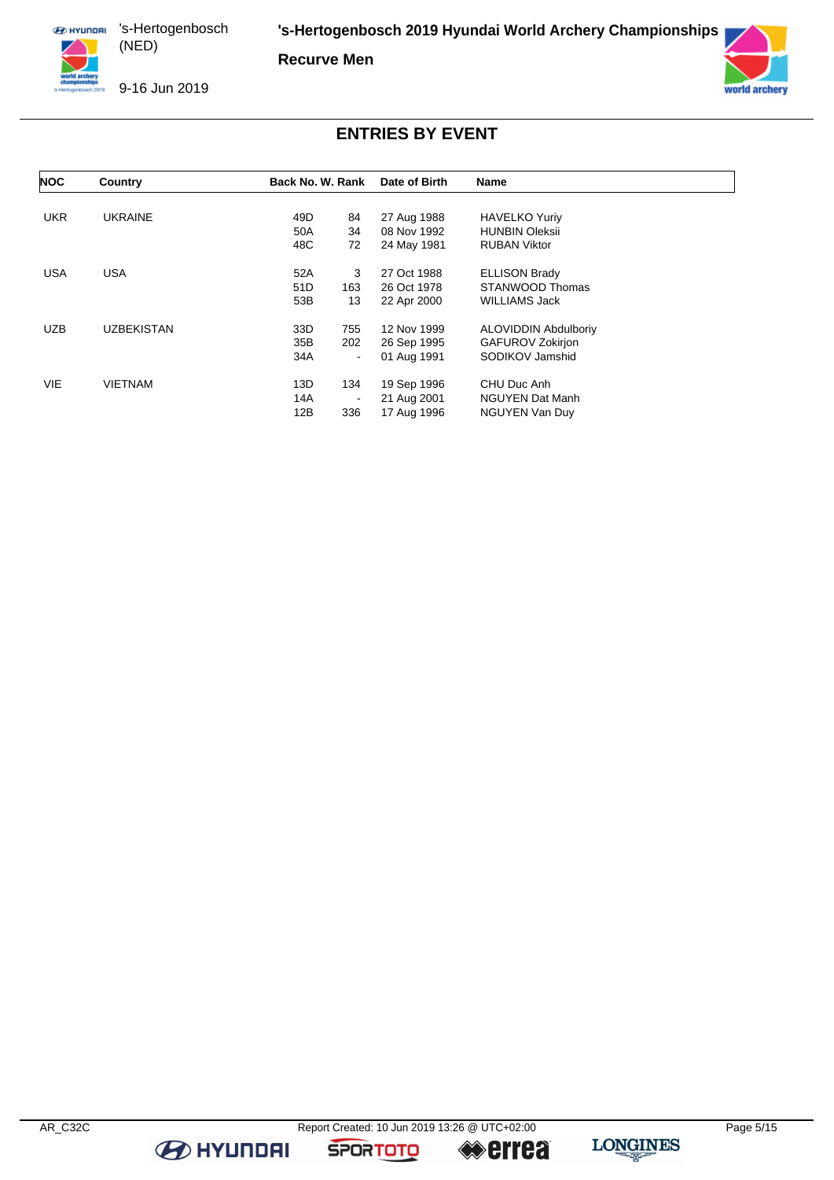## ENTRIES BY EVENT

| NOC | Country | Back No. | W. Rank | Date of Birth | Name |
|---|---|---|---|---|---|
| UKR | UKRAINE | 49D | 84 | 27 Aug 1988 | HAVELKO Yuriy |
| | | 50A | 34 | 08 Nov 1992 | HUNBIN Oleksii |
| | | 48C | 72 | 24 May 1981 | RUBAN Viktor |
| USA | USA | 52A | 3 | 27 Oct 1988 | ELLISON Brady |
| | | 51D | 163 | 26 Oct 1978 | STANWOOD Thomas |
| | | 53B | 13 | 22 Apr 2000 | WILLIAMS Jack |
| UZB | UZBEKISTAN | 33D | 755 | 12 Nov 1999 | ALOVIDDIN Abdulboriy |
| | | 35B | 202 | 26 Sep 1995 | GAFUROV Zokirjon |
| | | 34A | - | 01 Aug 1991 | SODIKOV Jamshid |
| VIE | VIETNAM | 13D | 134 | 19 Sep 1996 | CHU Duc Anh |
| | | 14A | - | 21 Aug 2001 | NGUYEN Dat Manh |
| | | 12B | 336 | 17 Aug 1996 | NGUYEN Van Duy |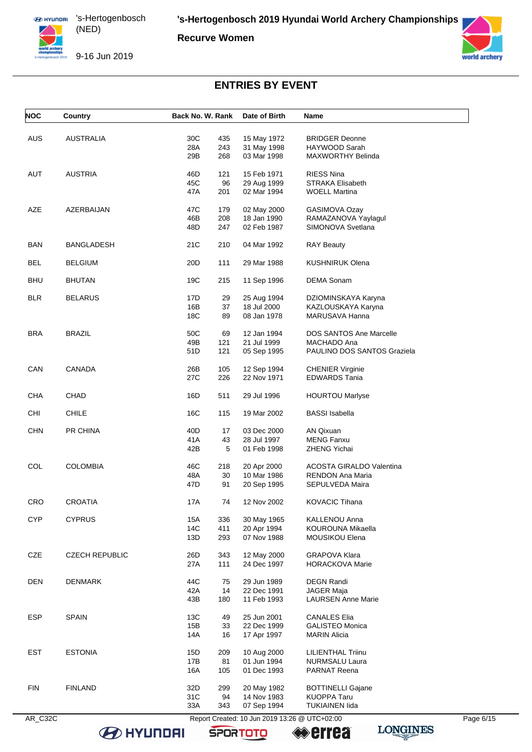# 's-Hertogenbosch 2019 Hyundai World Archery Championships

## Recurve Women

's-Hertogenbosch (NED)

9-16 Jun 2019

## ENTRIES BY EVENT

| NOC | Country | Back No. | W. Rank | Date of Birth | Name |
|---|---|---|---|---|---|
| AUS | AUSTRALIA | 30C | 435 | 15 May 1972 | BRIDGER Deonne |
| | | 28A | 243 | 31 May 1998 | HAYWOOD Sarah |
| | | 29B | 268 | 03 Mar 1998 | MAXWORTHY Belinda |
| AUT | AUSTRIA | 46D | 121 | 15 Feb 1971 | RIESS Nina |
| | | 45C | 96 | 29 Aug 1999 | STRAKA Elisabeth |
| | | 47A | 201 | 02 Mar 1994 | WOELL Martina |
| AZE | AZERBAIJAN | 47C | 179 | 02 May 2000 | GASIMOVA Ozay |
| | | 46B | 208 | 18 Jan 1990 | RAMAZANOVA Yaylagul |
| | | 48D | 247 | 02 Feb 1987 | SIMONOVA Svetlana |
| BAN | BANGLADESH | 21C | 210 | 04 Mar 1992 | RAY Beauty |
| BEL | BELGIUM | 20D | 111 | 29 Mar 1988 | KUSHNIRUK Olena |
| BHU | BHUTAN | 19C | 215 | 11 Sep 1996 | DEMA Sonam |
| BLR | BELARUS | 17D | 29 | 25 Aug 1994 | DZIOMINSKAYA Karyna |
| | | 16B | 37 | 18 Jul 2000 | KAZLOUSKAYA Karyna |
| | | 18C | 89 | 08 Jan 1978 | MARUSAVA Hanna |
| BRA | BRAZIL | 50C | 69 | 12 Jan 1994 | DOS SANTOS Ane Marcelle |
| | | 49B | 121 | 21 Jul 1999 | MACHADO Ana |
| | | 51D | 121 | 05 Sep 1995 | PAULINO DOS SANTOS Graziela |
| CAN | CANADA | 26B | 105 | 12 Sep 1994 | CHENIER Virginie |
| | | 27C | 226 | 22 Nov 1971 | EDWARDS Tania |
| CHA | CHAD | 16D | 511 | 29 Jul 1996 | HOURTOU Marlyse |
| CHI | CHILE | 16C | 115 | 19 Mar 2002 | BASSI Isabella |
| CHN | PR CHINA | 40D | 17 | 03 Dec 2000 | AN Qixuan |
| | | 41A | 43 | 28 Jul 1997 | MENG Fanxu |
| | | 42B | 5 | 01 Feb 1998 | ZHENG Yichai |
| COL | COLOMBIA | 46C | 218 | 20 Apr 2000 | ACOSTA GIRALDO Valentina |
| | | 48A | 30 | 10 Mar 1986 | RENDON Ana Maria |
| | | 47D | 91 | 20 Sep 1995 | SEPULVEDA Maira |
| CRO | CROATIA | 17A | 74 | 12 Nov 2002 | KOVACIC Tihana |
| CYP | CYPRUS | 15A | 336 | 30 May 1965 | KALLENOU Anna |
| | | 14C | 411 | 20 Apr 1994 | KOUROUNA Mikaella |
| | | 13D | 293 | 07 Nov 1988 | MOUSIKOU Elena |
| CZE | CZECH REPUBLIC | 26D | 343 | 12 May 2000 | GRAPOVA Klara |
| | | 27A | 111 | 24 Dec 1997 | HORACKOVA Marie |
| DEN | DENMARK | 44C | 75 | 29 Jun 1989 | DEGN Randi |
| | | 42A | 14 | 22 Dec 1991 | JAGER Maja |
| | | 43B | 180 | 11 Feb 1993 | LAURSEN Anne Marie |
| ESP | SPAIN | 13C | 49 | 25 Jun 2001 | CANALES Elia |
| | | 15B | 33 | 22 Dec 1999 | GALISTEO Monica |
| | | 14A | 16 | 17 Apr 1997 | MARIN Alicia |
| EST | ESTONIA | 15D | 209 | 10 Aug 2000 | LILIENTHAL Triinu |
| | | 17B | 81 | 01 Jun 1994 | NURMSALU Laura |
| | | 16A | 105 | 01 Dec 1993 | PARNAT Reena |
| FIN | FINLAND | 32D | 299 | 20 May 1982 | BOTTINELLI Gajane |
| | | 31C | 94 | 14 Nov 1983 | KUOPPA Taru |
| | | 33A | 343 | 07 Sep 1994 | TUKIAINEN Iida |

AR_C32C Report Created: 10 Jun 2019 13:26 @ UTC+02:00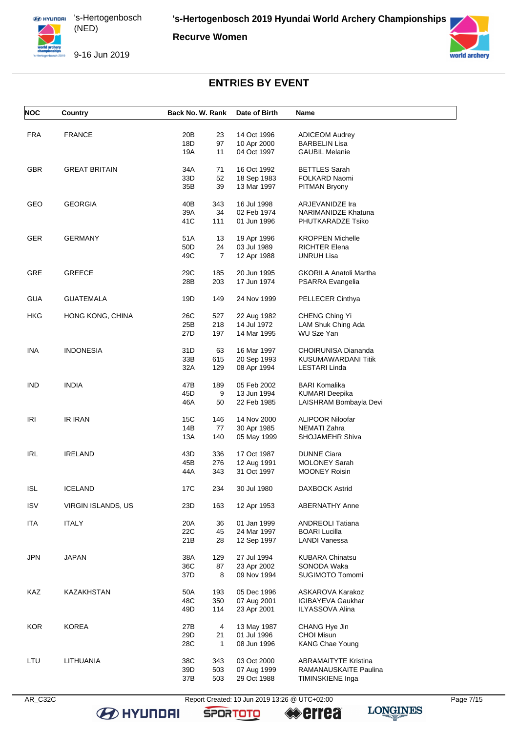## ENTRIES BY EVENT

| NOC | Country | Back No. | W. Rank | Date of Birth | Name |
|---|---|---|---|---|---|
| FRA | FRANCE | 20B | 23 | 14 Oct 1996 | ADICEOM Audrey |
| | | 18D | 97 | 10 Apr 2000 | BARBELIN Lisa |
| | | 19A | 11 | 04 Oct 1997 | GAUBIL Melanie |
| GBR | GREAT BRITAIN | 34A | 71 | 16 Oct 1992 | BETTLES Sarah |
| | | 33D | 52 | 18 Sep 1983 | FOLKARD Naomi |
| | | 35B | 39 | 13 Mar 1997 | PITMAN Bryony |
| GEO | GEORGIA | 40B | 343 | 16 Jul 1998 | ARJEVANIDZE Ira |
| | | 39A | 34 | 02 Feb 1974 | NARIMANIDZE Khatuna |
| | | 41C | 111 | 01 Jun 1996 | PHUTKARADZE Tsiko |
| GER | GERMANY | 51A | 13 | 19 Apr 1996 | KROPPEN Michelle |
| | | 50D | 24 | 03 Jul 1989 | RICHTER Elena |
| | | 49C | 7 | 12 Apr 1988 | UNRUH Lisa |
| GRE | GREECE | 29C | 185 | 20 Jun 1995 | GKORILA Anatoli Martha |
| | | 28B | 203 | 17 Jun 1974 | PSARRA Evangelia |
| GUA | GUATEMALA | 19D | 149 | 24 Nov 1999 | PELLECER Cinthya |
| HKG | HONG KONG, CHINA | 26C | 527 | 22 Aug 1982 | CHENG Ching Yi |
| | | 25B | 218 | 14 Jul 1972 | LAM Shuk Ching Ada |
| | | 27D | 197 | 14 Mar 1995 | WU Sze Yan |
| INA | INDONESIA | 31D | 63 | 16 Mar 1997 | CHOIRUNISA Diananda |
| | | 33B | 615 | 20 Sep 1993 | KUSUMAWARDANI Titik |
| | | 32A | 129 | 08 Apr 1994 | LESTARI Linda |
| IND | INDIA | 47B | 189 | 05 Feb 2002 | BARI Komalika |
| | | 45D | 9 | 13 Jun 1994 | KUMARI Deepika |
| | | 46A | 50 | 22 Feb 1985 | LAISHRAM Bombayla Devi |
| IRI | IR IRAN | 15C | 146 | 14 Nov 2000 | ALIPOOR Niloofar |
| | | 14B | 77 | 30 Apr 1985 | NEMATI Zahra |
| | | 13A | 140 | 05 May 1999 | SHOJAMEHR Shiva |
| IRL | IRELAND | 43D | 336 | 17 Oct 1987 | DUNNE Ciara |
| | | 45B | 276 | 12 Aug 1991 | MOLONEY Sarah |
| | | 44A | 343 | 31 Oct 1997 | MOONEY Roisin |
| ISL | ICELAND | 17C | 234 | 30 Jul 1980 | DAXBOCK Astrid |
| ISV | VIRGIN ISLANDS, US | 23D | 163 | 12 Apr 1953 | ABERNATHY Anne |
| ITA | ITALY | 20A | 36 | 01 Jan 1999 | ANDREOLI Tatiana |
| | | 22C | 45 | 24 Mar 1997 | BOARI Lucilla |
| | | 21B | 28 | 12 Sep 1997 | LANDI Vanessa |
| JPN | JAPAN | 38A | 129 | 27 Jul 1994 | KUBARA Chinatsu |
| | | 36C | 87 | 23 Apr 2002 | SONODA Waka |
| | | 37D | 8 | 09 Nov 1994 | SUGIMOTO Tomomi |
| KAZ | KAZAKHSTAN | 50A | 193 | 05 Dec 1996 | ASKAROVA Karakoz |
| | | 48C | 350 | 07 Aug 2001 | IGIBAYEVA Gaukhar |
| | | 49D | 114 | 23 Apr 2001 | ILYASSOVA Alina |
| KOR | KOREA | 27B | 4 | 13 May 1987 | CHANG Hye Jin |
| | | 29D | 21 | 01 Jul 1996 | CHOI Misun |
| | | 28C | 1 | 08 Jun 1996 | KANG Chae Young |
| LTU | LITHUANIA | 38C | 343 | 03 Oct 2000 | ABRAMAITYTE Kristina |
| | | 39D | 503 | 07 Aug 1999 | RAMANAUSKAITE Paulina |
| | | 37B | 503 | 29 Oct 1988 | TIMINSKIENE Inga |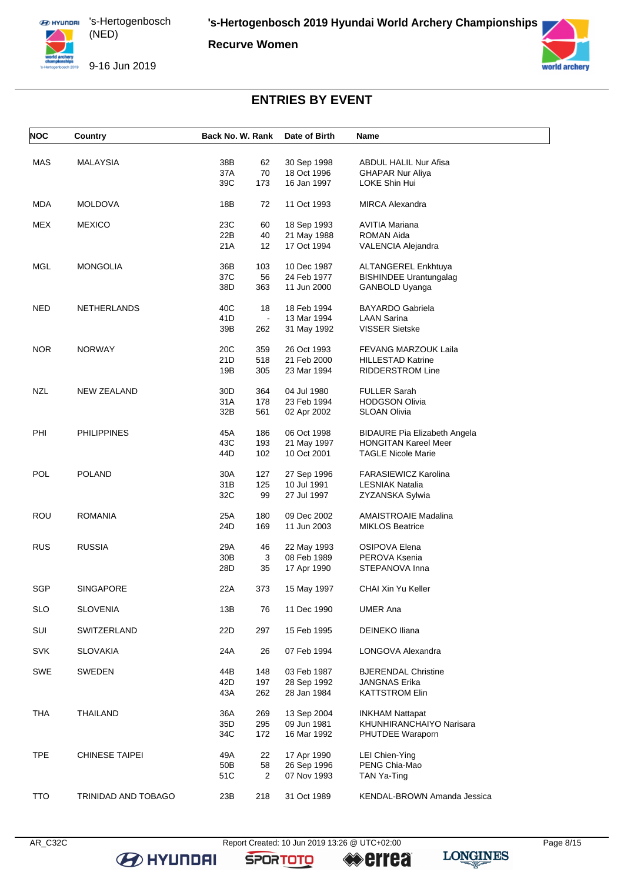# 's-Hertogenbosch 2019 Hyundai World Archery Championships

## Recurve Women

's-Hertogenbosch (NED)

9-16 Jun 2019

## ENTRIES BY EVENT

| NOC | Country | Back No. | W. Rank | Date of Birth | Name |
|---|---|---|---|---|---|
| MAS | MALAYSIA | 38B | 62 | 30 Sep 1998 | ABDUL HALIL Nur Afisa |
| | | 37A | 70 | 18 Oct 1996 | GHAPAR Nur Aliya |
| | | 39C | 173 | 16 Jan 1997 | LOKE Shin Hui |
| MDA | MOLDOVA | 18B | 72 | 11 Oct 1993 | MIRCA Alexandra |
| MEX | MEXICO | 23C | 60 | 18 Sep 1993 | AVITIA Mariana |
| | | 22B | 40 | 21 May 1988 | ROMAN Aida |
| | | 21A | 12 | 17 Oct 1994 | VALENCIA Alejandra |
| MGL | MONGOLIA | 36B | 103 | 10 Dec 1987 | ALTANGEREL Enkhtuya |
| | | 37C | 56 | 24 Feb 1977 | BISHINDEE Urantungalag |
| | | 38D | 363 | 11 Jun 2000 | GANBOLD Uyanga |
| NED | NETHERLANDS | 40C | 18 | 18 Feb 1994 | BAYARDO Gabriela |
| | | 41D | - | 13 Mar 1994 | LAAN Sarina |
| | | 39B | 262 | 31 May 1992 | VISSER Sietske |
| NOR | NORWAY | 20C | 359 | 26 Oct 1993 | FEVANG MARZOUK Laila |
| | | 21D | 518 | 21 Feb 2000 | HILLESTAD Katrine |
| | | 19B | 305 | 23 Mar 1994 | RIDDERSTROM Line |
| NZL | NEW ZEALAND | 30D | 364 | 04 Jul 1980 | FULLER Sarah |
| | | 31A | 178 | 23 Feb 1994 | HODGSON Olivia |
| | | 32B | 561 | 02 Apr 2002 | SLOAN Olivia |
| PHI | PHILIPPINES | 45A | 186 | 06 Oct 1998 | BIDAURE Pia Elizabeth Angela |
| | | 43C | 193 | 21 May 1997 | HONGITAN Kareel Meer |
| | | 44D | 102 | 10 Oct 2001 | TAGLE Nicole Marie |
| POL | POLAND | 30A | 127 | 27 Sep 1996 | FARASIEWICZ Karolina |
| | | 31B | 125 | 10 Jul 1991 | LESNIAK Natalia |
| | | 32C | 99 | 27 Jul 1997 | ZYZANSKA Sylwia |
| ROU | ROMANIA | 25A | 180 | 09 Dec 2002 | AMAISTROAIE Madalina |
| | | 24D | 169 | 11 Jun 2003 | MIKLOS Beatrice |
| RUS | RUSSIA | 29A | 46 | 22 May 1993 | OSIPOVA Elena |
| | | 30B | 3 | 08 Feb 1989 | PEROVA Ksenia |
| | | 28D | 35 | 17 Apr 1990 | STEPANOVA Inna |
| SGP | SINGAPORE | 22A | 373 | 15 May 1997 | CHAI Xin Yu Keller |
| SLO | SLOVENIA | 13B | 76 | 11 Dec 1990 | UMER Ana |
| SUI | SWITZERLAND | 22D | 297 | 15 Feb 1995 | DEINEKO Iliana |
| SVK | SLOVAKIA | 24A | 26 | 07 Feb 1994 | LONGOVA Alexandra |
| SWE | SWEDEN | 44B | 148 | 03 Feb 1987 | BJERENDAL Christine |
| | | 42D | 197 | 28 Sep 1992 | JANGNAS Erika |
| | | 43A | 262 | 28 Jan 1984 | KATTSTROM Elin |
| THA | THAILAND | 36A | 269 | 13 Sep 2004 | INKHAM Nattapat |
| | | 35D | 295 | 09 Jun 1981 | KHUNHIRANCHAIYO Narisara |
| | | 34C | 172 | 16 Mar 1992 | PHUTDEE Waraporn |
| TPE | CHINESE TAIPEI | 49A | 22 | 17 Apr 1990 | LEI Chien-Ying |
| | | 50B | 58 | 26 Sep 1996 | PENG Chia-Mao |
| | | 51C | 2 | 07 Nov 1993 | TAN Ya-Ting |
| TTO | TRINIDAD AND TOBAGO | 23B | 218 | 31 Oct 1989 | KENDAL-BROWN Amanda Jessica |

AR_C32C Report Created: 10 Jun 2019 13:26 @ UTC+02:00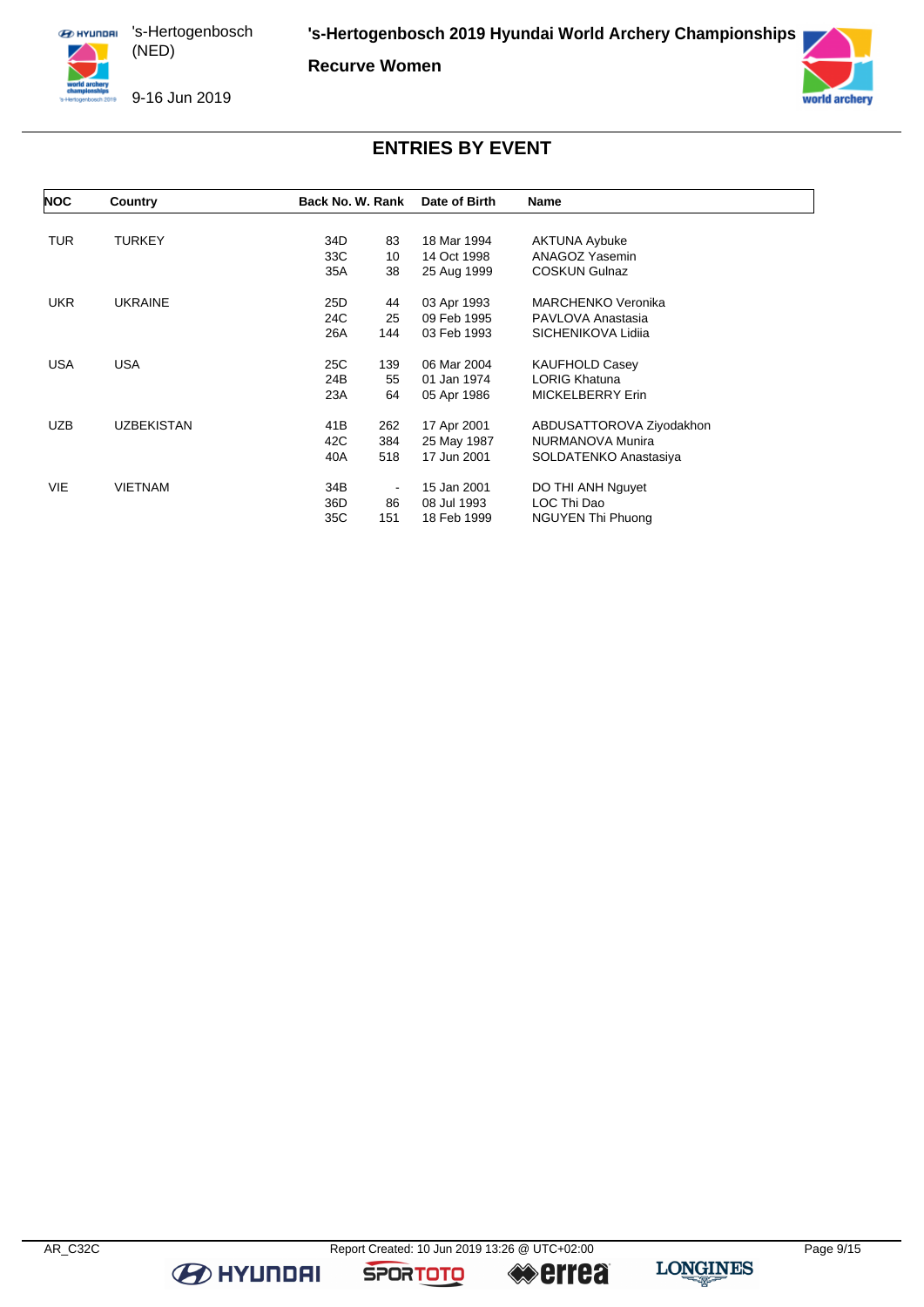## ENTRIES BY EVENT

| NOC | Country | Back No. | W. Rank | Date of Birth | Name |
|---|---|---|---|---|---|
| TUR | TURKEY | 34D | 83 | 18 Mar 1994 | AKTUNA Aybuke |
| | | 33C | 10 | 14 Oct 1998 | ANAGOZ Yasemin |
| | | 35A | 38 | 25 Aug 1999 | COSKUN Gulnaz |
| UKR | UKRAINE | 25D | 44 | 03 Apr 1993 | MARCHENKO Veronika |
| | | 24C | 25 | 09 Feb 1995 | PAVLOVA Anastasia |
| | | 26A | 144 | 03 Feb 1993 | SICHENIKOVA Lidiia |
| USA | USA | 25C | 139 | 06 Mar 2004 | KAUFHOLD Casey |
| | | 24B | 55 | 01 Jan 1974 | LORIG Khatuna |
| | | 23A | 64 | 05 Apr 1986 | MICKELBERRY Erin |
| UZB | UZBEKISTAN | 41B | 262 | 17 Apr 2001 | ABDUSATTOROVA Ziyodakhon |
| | | 42C | 384 | 25 May 1987 | NURMANOVA Munira |
| | | 40A | 518 | 17 Jun 2001 | SOLDATENKO Anastasiya |
| VIE | VIETNAM | 34B | - | 15 Jan 2001 | DO THI ANH Nguyet |
| | | 36D | 86 | 08 Jul 1993 | LOC Thi Dao |
| | | 35C | 151 | 18 Feb 1999 | NGUYEN Thi Phuong |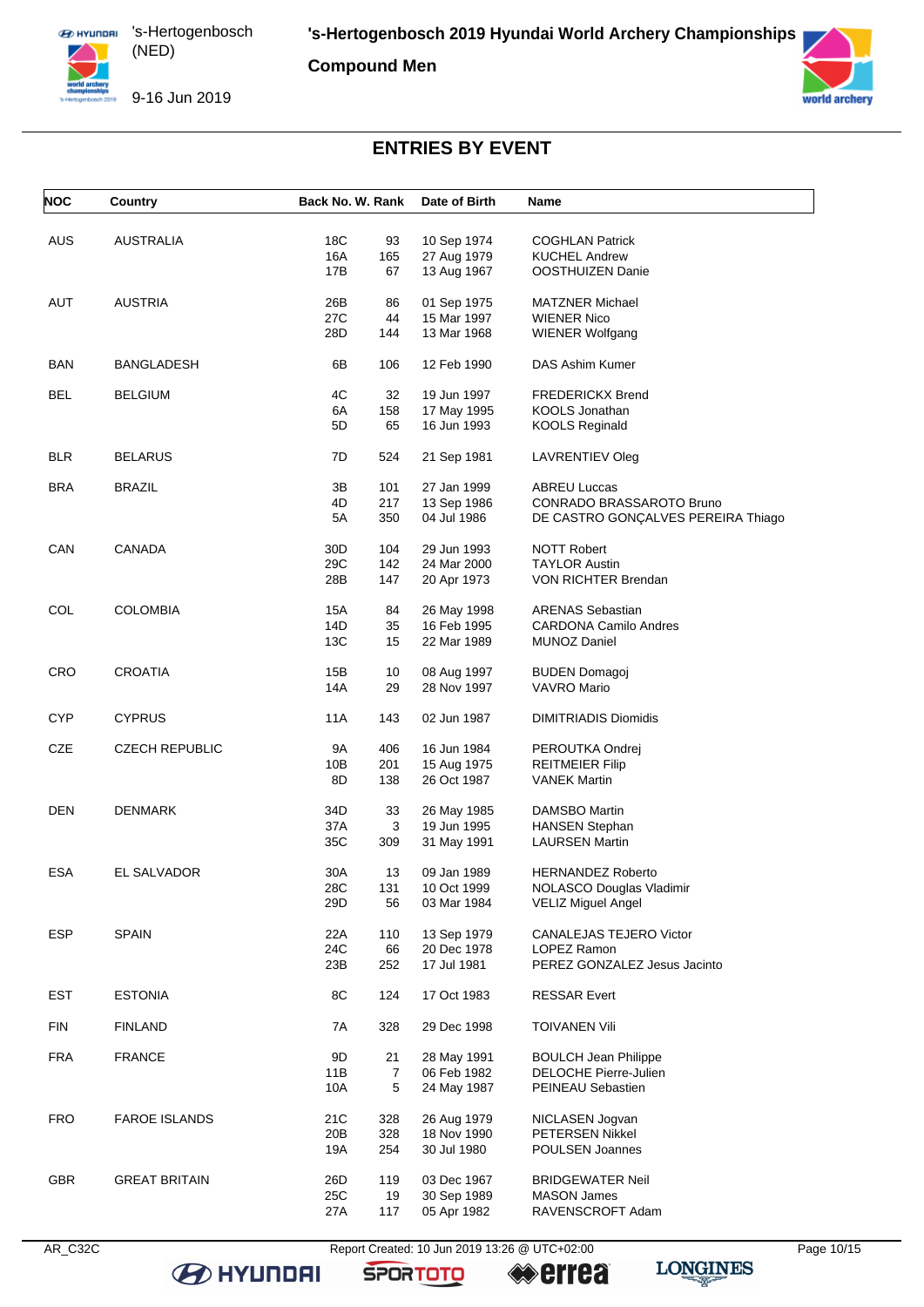# 's-Hertogenbosch 2019 Hyundai World Archery Championships

## Compound Men

's-Hertogenbosch (NED)

9-16 Jun 2019

## ENTRIES BY EVENT

| NOC | Country | Back No. | W. Rank | Date of Birth | Name |
|---|---|---|---|---|---|
| AUS | AUSTRALIA | 18C | 93 | 10 Sep 1974 | COGHLAN Patrick |
| | | 16A | 165 | 27 Aug 1979 | KUCHEL Andrew |
| | | 17B | 67 | 13 Aug 1967 | OOSTHUIZEN Danie |
| AUT | AUSTRIA | 26B | 86 | 01 Sep 1975 | MATZNER Michael |
| | | 27C | 44 | 15 Mar 1997 | WIENER Nico |
| | | 28D | 144 | 13 Mar 1968 | WIENER Wolfgang |
| BAN | BANGLADESH | 6B | 106 | 12 Feb 1990 | DAS Ashim Kumer |
| BEL | BELGIUM | 4C | 32 | 19 Jun 1997 | FREDERICKX Brend |
| | | 6A | 158 | 17 May 1995 | KOOLS Jonathan |
| | | 5D | 65 | 16 Jun 1993 | KOOLS Reginald |
| BLR | BELARUS | 7D | 524 | 21 Sep 1981 | LAVRENTIEV Oleg |
| BRA | BRAZIL | 3B | 101 | 27 Jan 1999 | ABREU Luccas |
| | | 4D | 217 | 13 Sep 1986 | CONRADO BRASSAROTO Bruno |
| | | 5A | 350 | 04 Jul 1986 | DE CASTRO GONÇALVES PEREIRA Thiago |
| CAN | CANADA | 30D | 104 | 29 Jun 1993 | NOTT Robert |
| | | 29C | 142 | 24 Mar 2000 | TAYLOR Austin |
| | | 28B | 147 | 20 Apr 1973 | VON RICHTER Brendan |
| COL | COLOMBIA | 15A | 84 | 26 May 1998 | ARENAS Sebastian |
| | | 14D | 35 | 16 Feb 1995 | CARDONA Camilo Andres |
| | | 13C | 15 | 22 Mar 1989 | MUNOZ Daniel |
| CRO | CROATIA | 15B | 10 | 08 Aug 1997 | BUDEN Domagoj |
| | | 14A | 29 | 28 Nov 1997 | VAVRO Mario |
| CYP | CYPRUS | 11A | 143 | 02 Jun 1987 | DIMITRIADIS Diomidis |
| CZE | CZECH REPUBLIC | 9A | 406 | 16 Jun 1984 | PEROUTKA Ondrej |
| | | 10B | 201 | 15 Aug 1975 | REITMEIER Filip |
| | | 8D | 138 | 26 Oct 1987 | VANEK Martin |
| DEN | DENMARK | 34D | 33 | 26 May 1985 | DAMSBO Martin |
| | | 37A | 3 | 19 Jun 1995 | HANSEN Stephan |
| | | 35C | 309 | 31 May 1991 | LAURSEN Martin |
| ESA | EL SALVADOR | 30A | 13 | 09 Jan 1989 | HERNANDEZ Roberto |
| | | 28C | 131 | 10 Oct 1999 | NOLASCO Douglas Vladimir |
| | | 29D | 56 | 03 Mar 1984 | VELIZ Miguel Angel |
| ESP | SPAIN | 22A | 110 | 13 Sep 1979 | CANALEJAS TEJERO Victor |
| | | 24C | 66 | 20 Dec 1978 | LOPEZ Ramon |
| | | 23B | 252 | 17 Jul 1981 | PEREZ GONZALEZ Jesus Jacinto |
| EST | ESTONIA | 8C | 124 | 17 Oct 1983 | RESSAR Evert |
| FIN | FINLAND | 7A | 328 | 29 Dec 1998 | TOIVANEN Vili |
| FRA | FRANCE | 9D | 21 | 28 May 1991 | BOULCH Jean Philippe |
| | | 11B | 7 | 06 Feb 1982 | DELOCHE Pierre-Julien |
| | | 10A | 5 | 24 May 1987 | PEINEAU Sebastien |
| FRO | FAROE ISLANDS | 21C | 328 | 26 Aug 1979 | NICLASEN Jogvan |
| | | 20B | 328 | 18 Nov 1990 | PETERSEN Nikkel |
| | | 19A | 254 | 30 Jul 1980 | POULSEN Joannes |
| GBR | GREAT BRITAIN | 26D | 119 | 03 Dec 1967 | BRIDGEWATER Neil |
| | | 25C | 19 | 30 Sep 1989 | MASON James |
| | | 27A | 117 | 05 Apr 1982 | RAVENSCROFT Adam |

AR_C32C Report Created: 10 Jun 2019 13:26 @ UTC+02:00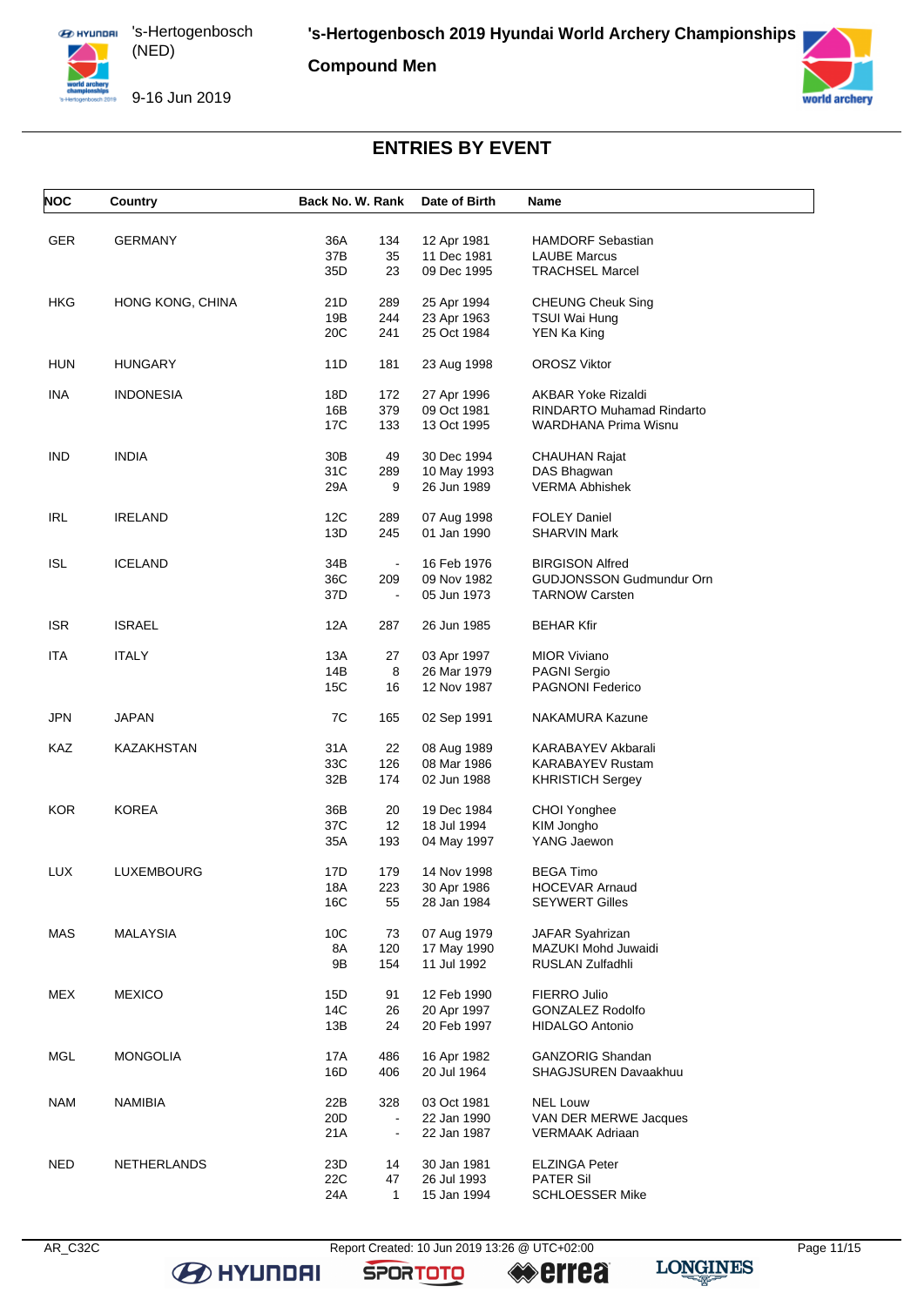## 's-Hertogenbosch 2019 Hyundai World Archery Championships

**Compound Men**

's-Hertogenbosch (NED)

9-16 Jun 2019

# ENTRIES BY EVENT

| NOC | Country | Back No. | W. Rank | Date of Birth | Name |
|---|---|---|---|---|---|
| GER | GERMANY | 36A | 134 | 12 Apr 1981 | HAMDORF Sebastian |
| | | 37B | 35 | 11 Dec 1981 | LAUBE Marcus |
| | | 35D | 23 | 09 Dec 1995 | TRACHSEL Marcel |
| HKG | HONG KONG, CHINA | 21D | 289 | 25 Apr 1994 | CHEUNG Cheuk Sing |
| | | 19B | 244 | 23 Apr 1963 | TSUI Wai Hung |
| | | 20C | 241 | 25 Oct 1984 | YEN Ka King |
| HUN | HUNGARY | 11D | 181 | 23 Aug 1998 | OROSZ Viktor |
| INA | INDONESIA | 18D | 172 | 27 Apr 1996 | AKBAR Yoke Rizaldi |
| | | 16B | 379 | 09 Oct 1981 | RINDARTO Muhamad Rindarto |
| | | 17C | 133 | 13 Oct 1995 | WARDHANA Prima Wisnu |
| IND | INDIA | 30B | 49 | 30 Dec 1994 | CHAUHAN Rajat |
| | | 31C | 289 | 10 May 1993 | DAS Bhagwan |
| | | 29A | 9 | 26 Jun 1989 | VERMA Abhishek |
| IRL | IRELAND | 12C | 289 | 07 Aug 1998 | FOLEY Daniel |
| | | 13D | 245 | 01 Jan 1990 | SHARVIN Mark |
| ISL | ICELAND | 34B | - | 16 Feb 1976 | BIRGISON Alfred |
| | | 36C | 209 | 09 Nov 1982 | GUDJONSSON Gudmundur Orn |
| | | 37D | - | 05 Jun 1973 | TARNOW Carsten |
| ISR | ISRAEL | 12A | 287 | 26 Jun 1985 | BEHAR Kfir |
| ITA | ITALY | 13A | 27 | 03 Apr 1997 | MIOR Viviano |
| | | 14B | 8 | 26 Mar 1979 | PAGNI Sergio |
| | | 15C | 16 | 12 Nov 1987 | PAGNONI Federico |
| JPN | JAPAN | 7C | 165 | 02 Sep 1991 | NAKAMURA Kazune |
| KAZ | KAZAKHSTAN | 31A | 22 | 08 Aug 1989 | KARABAYEV Akbarali |
| | | 33C | 126 | 08 Mar 1986 | KARABAYEV Rustam |
| | | 32B | 174 | 02 Jun 1988 | KHRISTICH Sergey |
| KOR | KOREA | 36B | 20 | 19 Dec 1984 | CHOI Yonghee |
| | | 37C | 12 | 18 Jul 1994 | KIM Jongho |
| | | 35A | 193 | 04 May 1997 | YANG Jaewon |
| LUX | LUXEMBOURG | 17D | 179 | 14 Nov 1998 | BEGA Timo |
| | | 18A | 223 | 30 Apr 1986 | HOCEVAR Arnaud |
| | | 16C | 55 | 28 Jan 1984 | SEYWERT Gilles |
| MAS | MALAYSIA | 10C | 73 | 07 Aug 1979 | JAFAR Syahrizan |
| | | 8A | 120 | 17 May 1990 | MAZUKI Mohd Juwaidi |
| | | 9B | 154 | 11 Jul 1992 | RUSLAN Zulfadhli |
| MEX | MEXICO | 15D | 91 | 12 Feb 1990 | FIERRO Julio |
| | | 14C | 26 | 20 Apr 1997 | GONZALEZ Rodolfo |
| | | 13B | 24 | 20 Feb 1997 | HIDALGO Antonio |
| MGL | MONGOLIA | 17A | 486 | 16 Apr 1982 | GANZORIG Shandan |
| | | 16D | 406 | 20 Jul 1964 | SHAGJSUREN Davaakhuu |
| NAM | NAMIBIA | 22B | 328 | 03 Oct 1981 | NEL Louw |
| | | 20D | - | 22 Jan 1990 | VAN DER MERWE Jacques |
| | | 21A | - | 22 Jan 1987 | VERMAAK Adriaan |
| NED | NETHERLANDS | 23D | 14 | 30 Jan 1981 | ELZINGA Peter |
| | | 22C | 47 | 26 Jul 1993 | PATER Sil |
| | | 24A | 1 | 15 Jan 1994 | SCHLOESSER Mike |

AR_C32C Report Created: 10 Jun 2019 13:26 @ UTC+02:00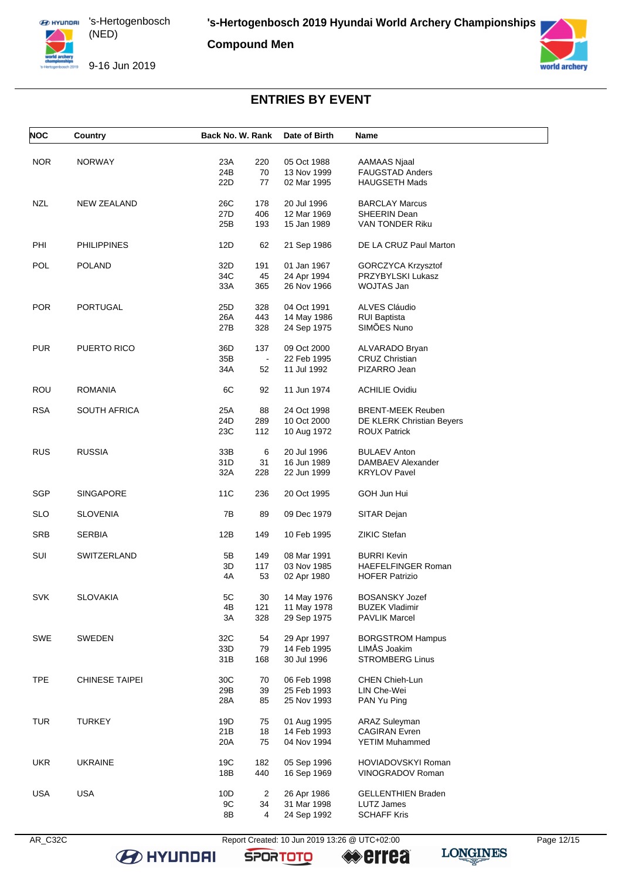# ENTRIES BY EVENT

| NOC | Country | Back No. | W. Rank | Date of Birth | Name |
|---|---|---|---|---|---|
| NOR | NORWAY | 23A | 220 | 05 Oct 1988 | AAMAAS Njaal |
| | | 24B | 70 | 13 Nov 1999 | FAUGSTAD Anders |
| | | 22D | 77 | 02 Mar 1995 | HAUGSETH Mads |
| NZL | NEW ZEALAND | 26C | 178 | 20 Jul 1996 | BARCLAY Marcus |
| | | 27D | 406 | 12 Mar 1969 | SHEERIN Dean |
| | | 25B | 193 | 15 Jan 1989 | VAN TONDER Riku |
| PHI | PHILIPPINES | 12D | 62 | 21 Sep 1986 | DE LA CRUZ Paul Marton |
| POL | POLAND | 32D | 191 | 01 Jan 1967 | GORCZYCA Krzysztof |
| | | 34C | 45 | 24 Apr 1994 | PRZYBYLSKI Lukasz |
| | | 33A | 365 | 26 Nov 1966 | WOJTAS Jan |
| POR | PORTUGAL | 25D | 328 | 04 Oct 1991 | ALVES Cláudio |
| | | 26A | 443 | 14 May 1986 | RUI Baptista |
| | | 27B | 328 | 24 Sep 1975 | SIMÕES Nuno |
| PUR | PUERTO RICO | 36D | 137 | 09 Oct 2000 | ALVARADO Bryan |
| | | 35B | - | 22 Feb 1995 | CRUZ Christian |
| | | 34A | 52 | 11 Jul 1992 | PIZARRO Jean |
| ROU | ROMANIA | 6C | 92 | 11 Jun 1974 | ACHILIE Ovidiu |
| RSA | SOUTH AFRICA | 25A | 88 | 24 Oct 1998 | BRENT-MEEK Reuben |
| | | 24D | 289 | 10 Oct 2000 | DE KLERK Christian Beyers |
| | | 23C | 112 | 10 Aug 1972 | ROUX Patrick |
| RUS | RUSSIA | 33B | 6 | 20 Jul 1996 | BULAEV Anton |
| | | 31D | 31 | 16 Jun 1989 | DAMBAEV Alexander |
| | | 32A | 228 | 22 Jun 1999 | KRYLOV Pavel |
| SGP | SINGAPORE | 11C | 236 | 20 Oct 1995 | GOH Jun Hui |
| SLO | SLOVENIA | 7B | 89 | 09 Dec 1979 | SITAR Dejan |
| SRB | SERBIA | 12B | 149 | 10 Feb 1995 | ZIKIC Stefan |
| SUI | SWITZERLAND | 5B | 149 | 08 Mar 1991 | BURRI Kevin |
| | | 3D | 117 | 03 Nov 1985 | HAEFELFINGER Roman |
| | | 4A | 53 | 02 Apr 1980 | HOFER Patrizio |
| SVK | SLOVAKIA | 5C | 30 | 14 May 1976 | BOSANSKY Jozef |
| | | 4B | 121 | 11 May 1978 | BUZEK Vladimir |
| | | 3A | 328 | 29 Sep 1975 | PAVLIK Marcel |
| SWE | SWEDEN | 32C | 54 | 29 Apr 1997 | BORGSTROM Hampus |
| | | 33D | 79 | 14 Feb 1995 | LIMÅS Joakim |
| | | 31B | 168 | 30 Jul 1996 | STROMBERG Linus |
| TPE | CHINESE TAIPEI | 30C | 70 | 06 Feb 1998 | CHEN Chieh-Lun |
| | | 29B | 39 | 25 Feb 1993 | LIN Che-Wei |
| | | 28A | 85 | 25 Nov 1993 | PAN Yu Ping |
| TUR | TURKEY | 19D | 75 | 01 Aug 1995 | ARAZ Suleyman |
| | | 21B | 18 | 14 Feb 1993 | CAGIRAN Evren |
| | | 20A | 75 | 04 Nov 1994 | YETIM Muhammed |
| UKR | UKRAINE | 19C | 182 | 05 Sep 1996 | HOVIADOVSKYI Roman |
| | | 18B | 440 | 16 Sep 1969 | VINOGRADOV Roman |
| USA | USA | 10D | 2 | 26 Apr 1986 | GELLENTHIEN Braden |
| | | 9C | 34 | 31 Mar 1998 | LUTZ James |
| | | 8B | 4 | 24 Sep 1992 | SCHAFF Kris |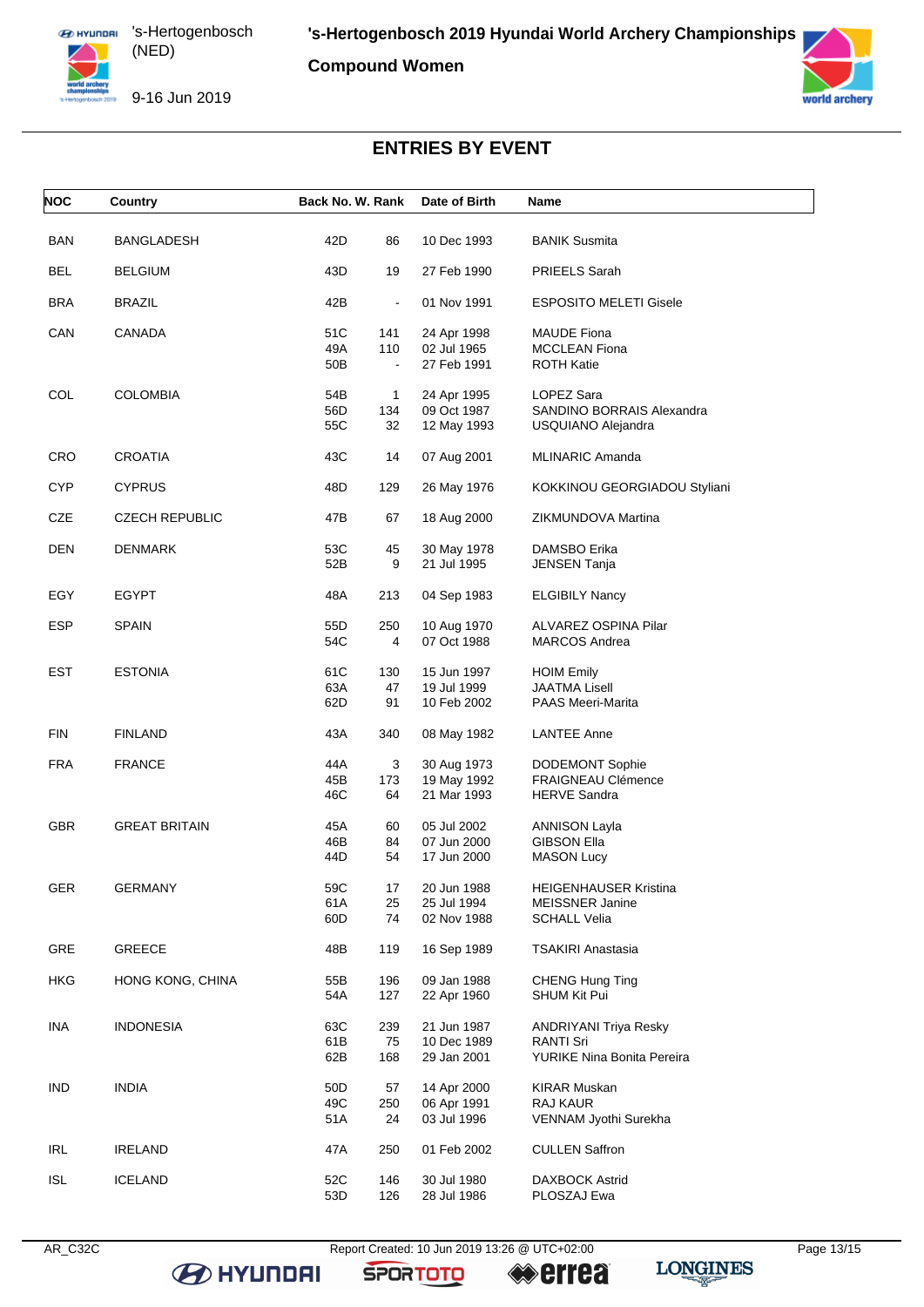# 's-Hertogenbosch 2019 Hyundai World Archery Championships

## Compound Women

## ENTRIES BY EVENT

| NOC | Country | Back No. | W. Rank | Date of Birth | Name |
|---|---|---|---|---|---|
| BAN | BANGLADESH | 42D | 86 | 10 Dec 1993 | BANIK Susmita |
| BEL | BELGIUM | 43D | 19 | 27 Feb 1990 | PRIEELS Sarah |
| BRA | BRAZIL | 42B | - | 01 Nov 1991 | ESPOSITO MELETI Gisele |
| CAN | CANADA | 51C | 141 | 24 Apr 1998 | MAUDE Fiona |
| | | 49A | 110 | 02 Jul 1965 | MCCLEAN Fiona |
| | | 50B | - | 27 Feb 1991 | ROTH Katie |
| COL | COLOMBIA | 54B | 1 | 24 Apr 1995 | LOPEZ Sara |
| | | 56D | 134 | 09 Oct 1987 | SANDINO BORRAIS Alexandra |
| | | 55C | 32 | 12 May 1993 | USQUIANO Alejandra |
| CRO | CROATIA | 43C | 14 | 07 Aug 2001 | MLINARIC Amanda |
| CYP | CYPRUS | 48D | 129 | 26 May 1976 | KOKKINOU GEORGIADOU Styliani |
| CZE | CZECH REPUBLIC | 47B | 67 | 18 Aug 2000 | ZIKMUNDOVA Martina |
| DEN | DENMARK | 53C | 45 | 30 May 1978 | DAMSBO Erika |
| | | 52B | 9 | 21 Jul 1995 | JENSEN Tanja |
| EGY | EGYPT | 48A | 213 | 04 Sep 1983 | ELGIBILY Nancy |
| ESP | SPAIN | 55D | 250 | 10 Aug 1970 | ALVAREZ OSPINA Pilar |
| | | 54C | 4 | 07 Oct 1988 | MARCOS Andrea |
| EST | ESTONIA | 61C | 130 | 15 Jun 1997 | HOIM Emily |
| | | 63A | 47 | 19 Jul 1999 | JAATMA Lisell |
| | | 62D | 91 | 10 Feb 2002 | PAAS Meeri-Marita |
| FIN | FINLAND | 43A | 340 | 08 May 1982 | LANTEE Anne |
| FRA | FRANCE | 44A | 3 | 30 Aug 1973 | DODEMONT Sophie |
| | | 45B | 173 | 19 May 1992 | FRAIGNEAU Clémence |
| | | 46C | 64 | 21 Mar 1993 | HERVE Sandra |
| GBR | GREAT BRITAIN | 45A | 60 | 05 Jul 2002 | ANNISON Layla |
| | | 46B | 84 | 07 Jun 2000 | GIBSON Ella |
| | | 44D | 54 | 17 Jun 2000 | MASON Lucy |
| GER | GERMANY | 59C | 17 | 20 Jun 1988 | HEIGENHAUSER Kristina |
| | | 61A | 25 | 25 Jul 1994 | MEISSNER Janine |
| | | 60D | 74 | 02 Nov 1988 | SCHALL Velia |
| GRE | GREECE | 48B | 119 | 16 Sep 1989 | TSAKIRI Anastasia |
| HKG | HONG KONG, CHINA | 55B | 196 | 09 Jan 1988 | CHENG Hung Ting |
| | | 54A | 127 | 22 Apr 1960 | SHUM Kit Pui |
| INA | INDONESIA | 63C | 239 | 21 Jun 1987 | ANDRIYANI Triya Resky |
| | | 61B | 75 | 10 Dec 1989 | RANTI Sri |
| | | 62B | 168 | 29 Jan 2001 | YURIKE Nina Bonita Pereira |
| IND | INDIA | 50D | 57 | 14 Apr 2000 | KIRAR Muskan |
| | | 49C | 250 | 06 Apr 1991 | RAJ KAUR |
| | | 51A | 24 | 03 Jul 1996 | VENNAM Jyothi Surekha |
| IRL | IRELAND | 47A | 250 | 01 Feb 2002 | CULLEN Saffron |
| ISL | ICELAND | 52C | 146 | 30 Jul 1980 | DAXBOCK Astrid |
| | | 53D | 126 | 28 Jul 1986 | PLOSZAJ Ewa |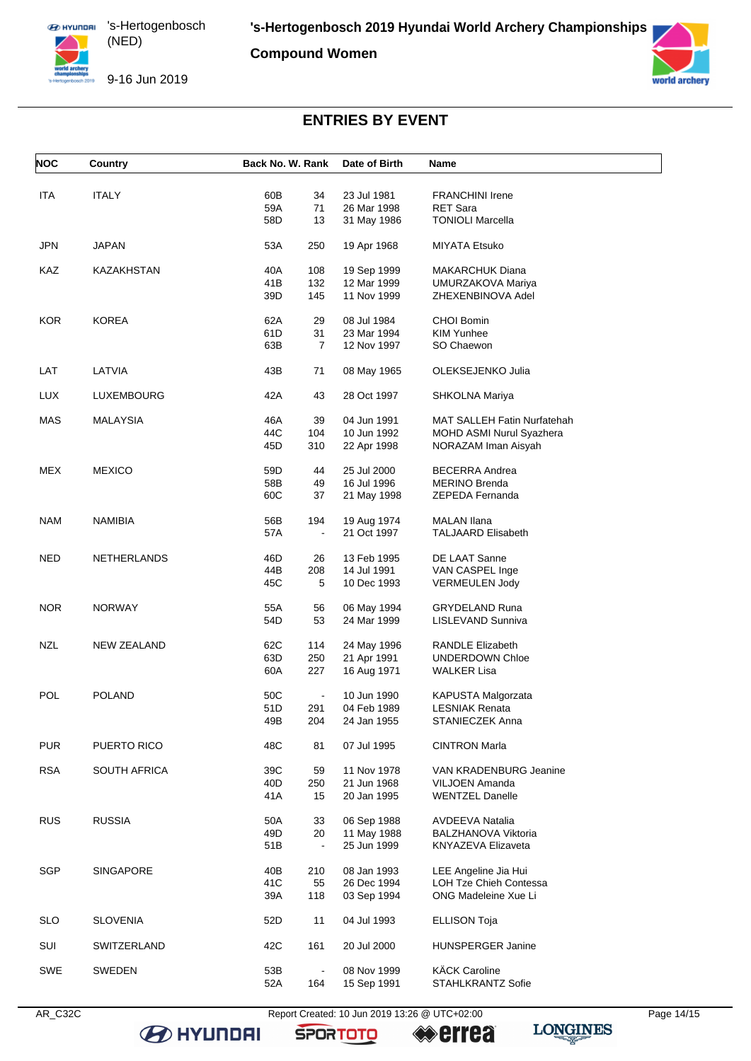# 's-Hertogenbosch 2019 Hyundai World Archery Championships

**Compound Women**

's-Hertogenbosch (NED)

9-16 Jun 2019

## ENTRIES BY EVENT

| NOC | Country | Back No. | W. Rank | Date of Birth | Name |
|---|---|---|---|---|---|
| ITA | ITALY | 60B | 34 | 23 Jul 1981 | FRANCHINI Irene |
| | | 59A | 71 | 26 Mar 1998 | RET Sara |
| | | 58D | 13 | 31 May 1986 | TONIOLI Marcella |
| JPN | JAPAN | 53A | 250 | 19 Apr 1968 | MIYATA Etsuko |
| KAZ | KAZAKHSTAN | 40A | 108 | 19 Sep 1999 | MAKARCHUK Diana |
| | | 41B | 132 | 12 Mar 1999 | UMURZAKOVA Mariya |
| | | 39D | 145 | 11 Nov 1999 | ZHEXENBINOVA Adel |
| KOR | KOREA | 62A | 29 | 08 Jul 1984 | CHOI Bomin |
| | | 61D | 31 | 23 Mar 1994 | KIM Yunhee |
| | | 63B | 7 | 12 Nov 1997 | SO Chaewon |
| LAT | LATVIA | 43B | 71 | 08 May 1965 | OLEKSEJENKO Julia |
| LUX | LUXEMBOURG | 42A | 43 | 28 Oct 1997 | SHKOLNA Mariya |
| MAS | MALAYSIA | 46A | 39 | 04 Jun 1991 | MAT SALLEH Fatin Nurfatehah |
| | | 44C | 104 | 10 Jun 1992 | MOHD ASMI Nurul Syazhera |
| | | 45D | 310 | 22 Apr 1998 | NORAZAM Iman Aisyah |
| MEX | MEXICO | 59D | 44 | 25 Jul 2000 | BECERRA Andrea |
| | | 58B | 49 | 16 Jul 1996 | MERINO Brenda |
| | | 60C | 37 | 21 May 1998 | ZEPEDA Fernanda |
| NAM | NAMIBIA | 56B | 194 | 19 Aug 1974 | MALAN Ilana |
| | | 57A | - | 21 Oct 1997 | TALJAARD Elisabeth |
| NED | NETHERLANDS | 46D | 26 | 13 Feb 1995 | DE LAAT Sanne |
| | | 44B | 208 | 14 Jul 1991 | VAN CASPEL Inge |
| | | 45C | 5 | 10 Dec 1993 | VERMEULEN Jody |
| NOR | NORWAY | 55A | 56 | 06 May 1994 | GRYDELAND Runa |
| | | 54D | 53 | 24 Mar 1999 | LISLEVAND Sunniva |
| NZL | NEW ZEALAND | 62C | 114 | 24 May 1996 | RANDLE Elizabeth |
| | | 63D | 250 | 21 Apr 1991 | UNDERDOWN Chloe |
| | | 60A | 227 | 16 Aug 1971 | WALKER Lisa |
| POL | POLAND | 50C | - | 10 Jun 1990 | KAPUSTA Malgorzata |
| | | 51D | 291 | 04 Feb 1989 | LESNIAK Renata |
| | | 49B | 204 | 24 Jan 1955 | STANIECZEK Anna |
| PUR | PUERTO RICO | 48C | 81 | 07 Jul 1995 | CINTRON Marla |
| RSA | SOUTH AFRICA | 39C | 59 | 11 Nov 1978 | VAN KRADENBURG Jeanine |
| | | 40D | 250 | 21 Jun 1968 | VILJOEN Amanda |
| | | 41A | 15 | 20 Jan 1995 | WENTZEL Danelle |
| RUS | RUSSIA | 50A | 33 | 06 Sep 1988 | AVDEEVA Natalia |
| | | 49D | 20 | 11 May 1988 | BALZHANOVA Viktoria |
| | | 51B | - | 25 Jun 1999 | KNYAZEVA Elizaveta |
| SGP | SINGAPORE | 40B | 210 | 08 Jan 1993 | LEE Angeline Jia Hui |
| | | 41C | 55 | 26 Dec 1994 | LOH Tze Chieh Contessa |
| | | 39A | 118 | 03 Sep 1994 | ONG Madeleine Xue Li |
| SLO | SLOVENIA | 52D | 11 | 04 Jul 1993 | ELLISON Toja |
| SUI | SWITZERLAND | 42C | 161 | 20 Jul 2000 | HUNSPERGER Janine |
| SWE | SWEDEN | 53B | - | 08 Nov 1999 | KÄCK Caroline |
| | | 52A | 164 | 15 Sep 1991 | STAHLKRANTZ Sofie |

AR_C32C Report Created: 10 Jun 2019 13:26 @ UTC+02:00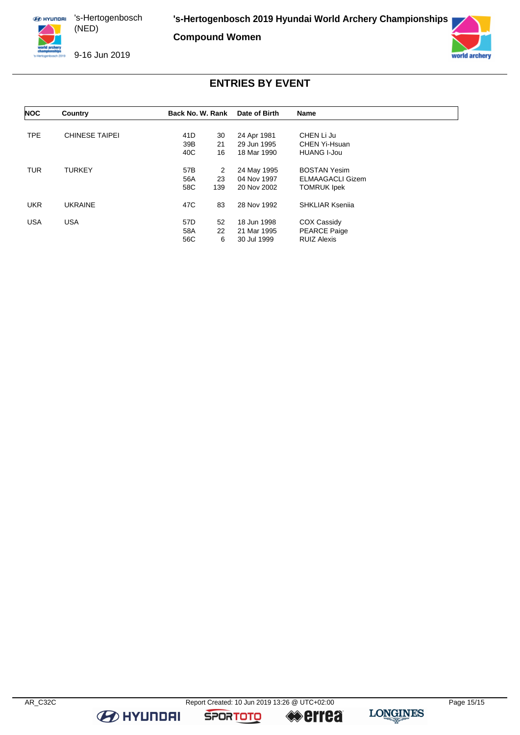## ENTRIES BY EVENT

| NOC | Country | Back No. | W. Rank | Date of Birth | Name |
|---|---|---|---|---|---|
| TPE | CHINESE TAIPEI | 41D | 30 | 24 Apr 1981 | CHEN Li Ju |
| | | 39B | 21 | 29 Jun 1995 | CHEN Yi-Hsuan |
| | | 40C | 16 | 18 Mar 1990 | HUANG I-Jou |
| TUR | TURKEY | 57B | 2 | 24 May 1995 | BOSTAN Yesim |
| | | 56A | 23 | 04 Nov 1997 | ELMAAGACLI Gizem |
| | | 58C | 139 | 20 Nov 2002 | TOMRUK Ipek |
| UKR | UKRAINE | 47C | 83 | 28 Nov 1992 | SHKLIAR Kseniia |
| USA | USA | 57D | 52 | 18 Jun 1998 | COX Cassidy |
| | | 58A | 22 | 21 Mar 1995 | PEARCE Paige |
| | | 56C | 6 | 30 Jul 1999 | RUIZ Alexis |